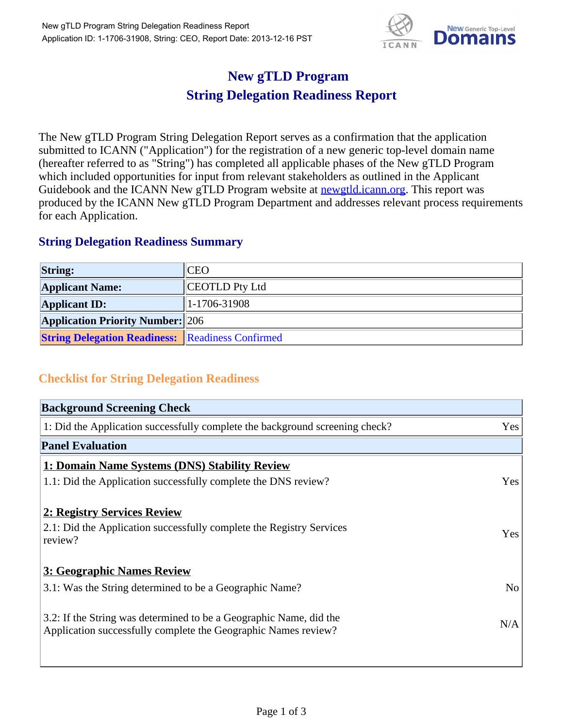# New gTLD Program
# String Delegation Readiness Report

The New gTLD Program String Delegation Report serves as a confirmation that the application submitted to ICANN ("Application") for the registration of a new generic top-level domain name (hereafter referred to as "String") has completed all applicable phases of the New gTLD Program which included opportunities for input from relevant stakeholders as outlined in the Applicant Guidebook and the ICANN New gTLD Program website at [newgtld.icann.org](newgtld.icann.org). This report was produced by the ICANN New gTLD Program Department and addresses relevant process requirements for each Application.

## String Delegation Readiness Summary

| | |
|---|---|
| **String:** | CEO |
| **Applicant Name:** | CEOTLD Pty Ltd |
| **Applicant ID:** | 1-1706-31908 |
| **Application Priority Number:** | 206 |
| **String Delegation Readiness:** | Readiness Confirmed |

## Checklist for String Delegation Readiness

| **Background Screening Check** | |
|---|---|
| 1: Did the Application successfully complete the background screening check? | Yes |
| **Panel Evaluation** | |
| **1: Domain Name Systems (DNS) Stability Review** | |
| 1.1: Did the Application successfully complete the DNS review? | Yes |
| **2: Registry Services Review** | |
| 2.1: Did the Application successfully complete the Registry Services review? | Yes |
| **3: Geographic Names Review** | |
| 3.1: Was the String determined to be a Geographic Name? | No |
| 3.2: If the String was determined to be a Geographic Name, did the Application successfully complete the Geographic Names review? | N/A |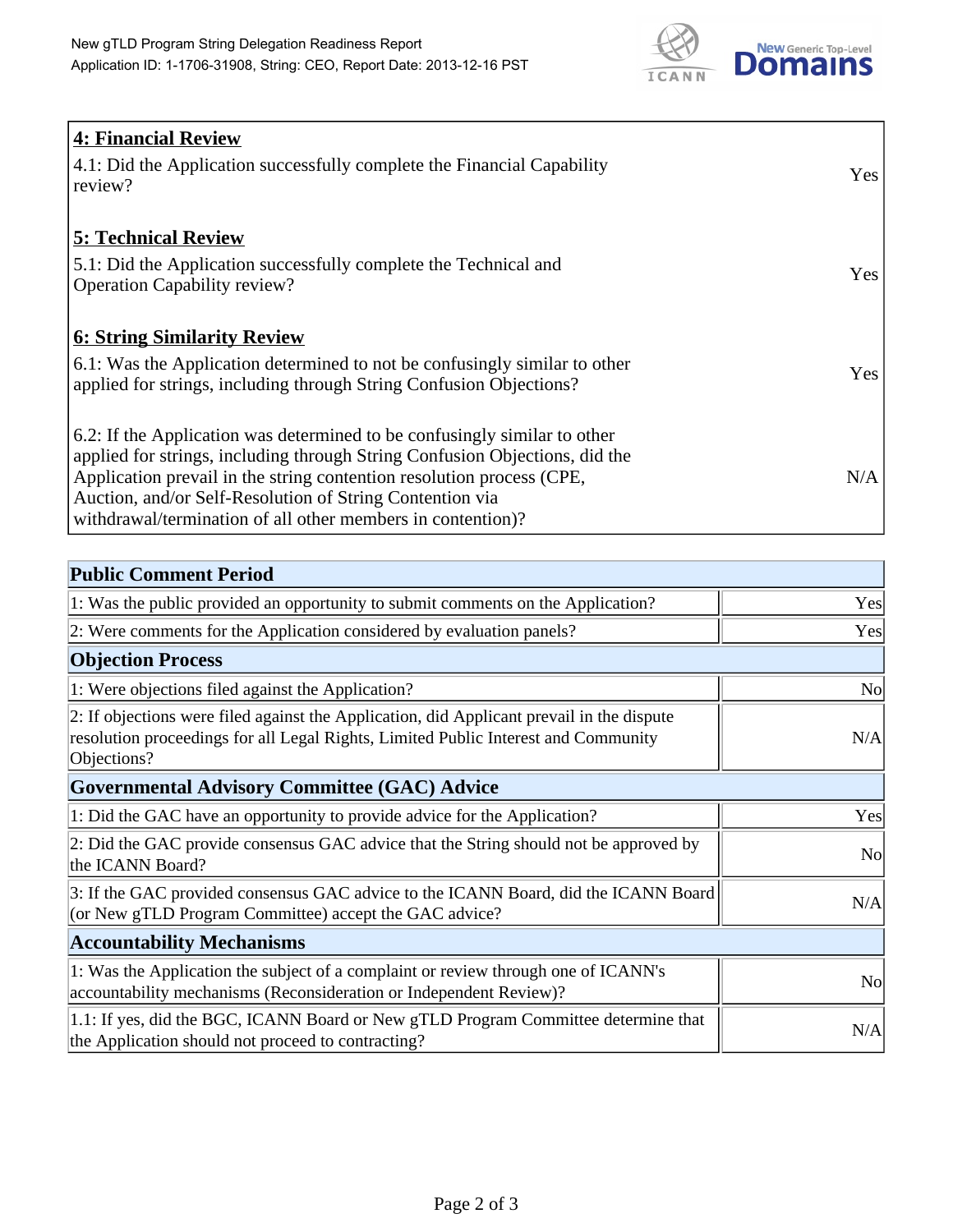| **4: Financial Review** | |
|---|---|
| 4.1: Did the Application successfully complete the Financial Capability review? | Yes |
| **5: Technical Review** | |
| 5.1: Did the Application successfully complete the Technical and Operation Capability review? | Yes |
| **6: String Similarity Review** | |
| 6.1: Was the Application determined to not be confusingly similar to other applied for strings, including through String Confusion Objections? | Yes |
| 6.2: If the Application was determined to be confusingly similar to other applied for strings, including through String Confusion Objections, did the Application prevail in the string contention resolution process (CPE, Auction, and/or Self-Resolution of String Contention via withdrawal/termination of all other members in contention)? | N/A |

| **Public Comment Period** | |
|---|---|
| 1: Was the public provided an opportunity to submit comments on the Application? | Yes |
| 2: Were comments for the Application considered by evaluation panels? | Yes |
| **Objection Process** | |
| 1: Were objections filed against the Application? | No |
| 2: If objections were filed against the Application, did Applicant prevail in the dispute resolution proceedings for all Legal Rights, Limited Public Interest and Community Objections? | N/A |
| **Governmental Advisory Committee (GAC) Advice** | |
| 1: Did the GAC have an opportunity to provide advice for the Application? | Yes |
| 2: Did the GAC provide consensus GAC advice that the String should not be approved by the ICANN Board? | No |
| 3: If the GAC provided consensus GAC advice to the ICANN Board, did the ICANN Board (or New gTLD Program Committee) accept the GAC advice? | N/A |
| **Accountability Mechanisms** | |
| 1: Was the Application the subject of a complaint or review through one of ICANN's accountability mechanisms (Reconsideration or Independent Review)? | No |
| 1.1: If yes, did the BGC, ICANN Board or New gTLD Program Committee determine that the Application should not proceed to contracting? | N/A |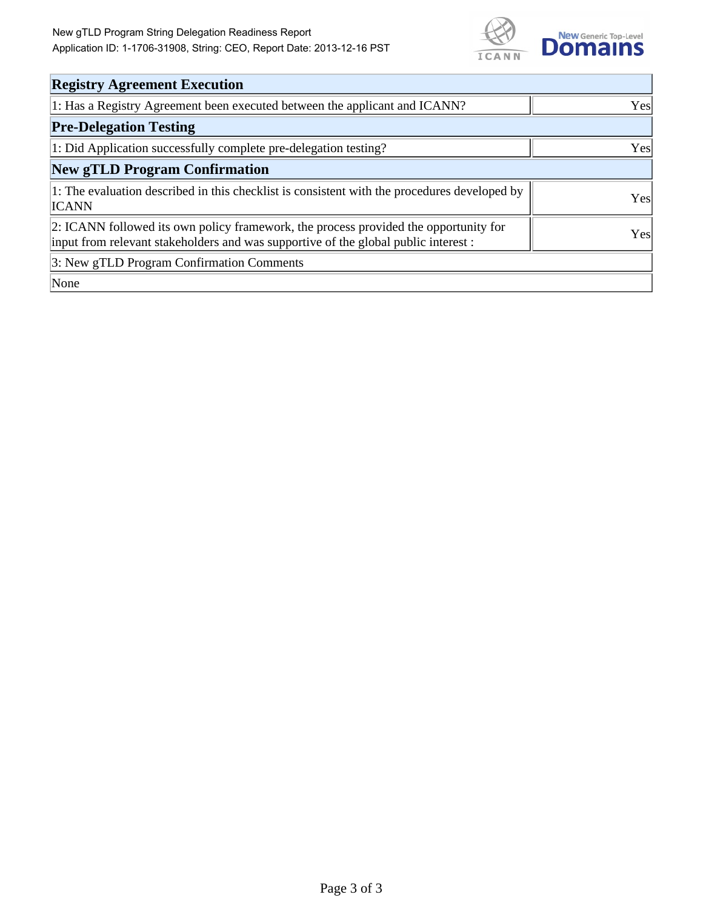## Registry Agreement Execution

| | |
|---|---|
| 1: Has a Registry Agreement been executed between the applicant and ICANN? | Yes |

## Pre-Delegation Testing

| | |
|---|---|
| 1: Did Application successfully complete pre-delegation testing? | Yes |

## New gTLD Program Confirmation

| | |
|---|---|
| 1: The evaluation described in this checklist is consistent with the procedures developed by ICANN | Yes |
| 2: ICANN followed its own policy framework, the process provided the opportunity for input from relevant stakeholders and was supportive of the global public interest : | Yes |

3: New gTLD Program Confirmation Comments

None